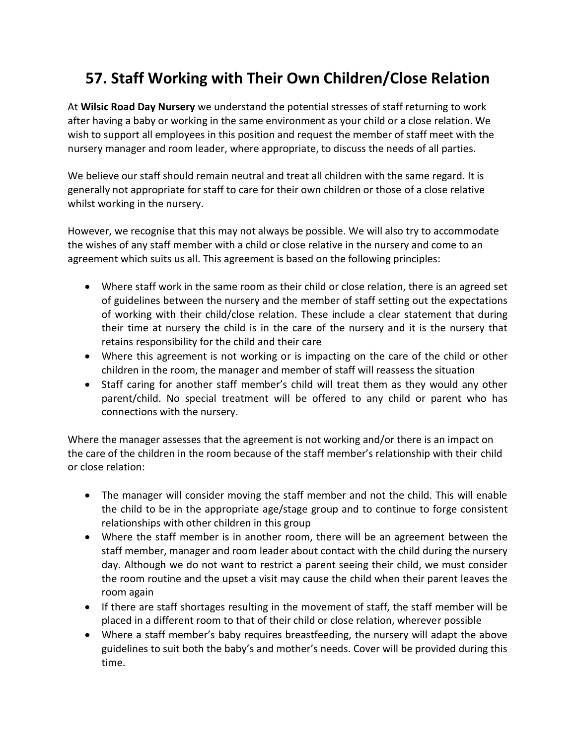# 57. Staff Working with Their Own Children/Close Relation

At **Wilsic Road Day Nursery** we understand the potential stresses of staff returning to work after having a baby or working in the same environment as your child or a close relation. We wish to support all employees in this position and request the member of staff meet with the nursery manager and room leader, where appropriate, to discuss the needs of all parties.

We believe our staff should remain neutral and treat all children with the same regard. It is generally not appropriate for staff to care for their own children or those of a close relative whilst working in the nursery.

However, we recognise that this may not always be possible. We will also try to accommodate the wishes of any staff member with a child or close relative in the nursery and come to an agreement which suits us all. This agreement is based on the following principles:

- Where staff work in the same room as their child or close relation, there is an agreed set of guidelines between the nursery and the member of staff setting out the expectations of working with their child/close relation. These include a clear statement that during their time at nursery the child is in the care of the nursery and it is the nursery that retains responsibility for the child and their care
- Where this agreement is not working or is impacting on the care of the child or other children in the room, the manager and member of staff will reassess the situation
- Staff caring for another staff member's child will treat them as they would any other parent/child. No special treatment will be offered to any child or parent who has connections with the nursery.

Where the manager assesses that the agreement is not working and/or there is an impact on the care of the children in the room because of the staff member's relationship with their child or close relation:

- The manager will consider moving the staff member and not the child. This will enable the child to be in the appropriate age/stage group and to continue to forge consistent relationships with other children in this group
- Where the staff member is in another room, there will be an agreement between the staff member, manager and room leader about contact with the child during the nursery day. Although we do not want to restrict a parent seeing their child, we must consider the room routine and the upset a visit may cause the child when their parent leaves the room again
- If there are staff shortages resulting in the movement of staff, the staff member will be placed in a different room to that of their child or close relation, wherever possible
- Where a staff member's baby requires breastfeeding, the nursery will adapt the above guidelines to suit both the baby's and mother's needs. Cover will be provided during this time.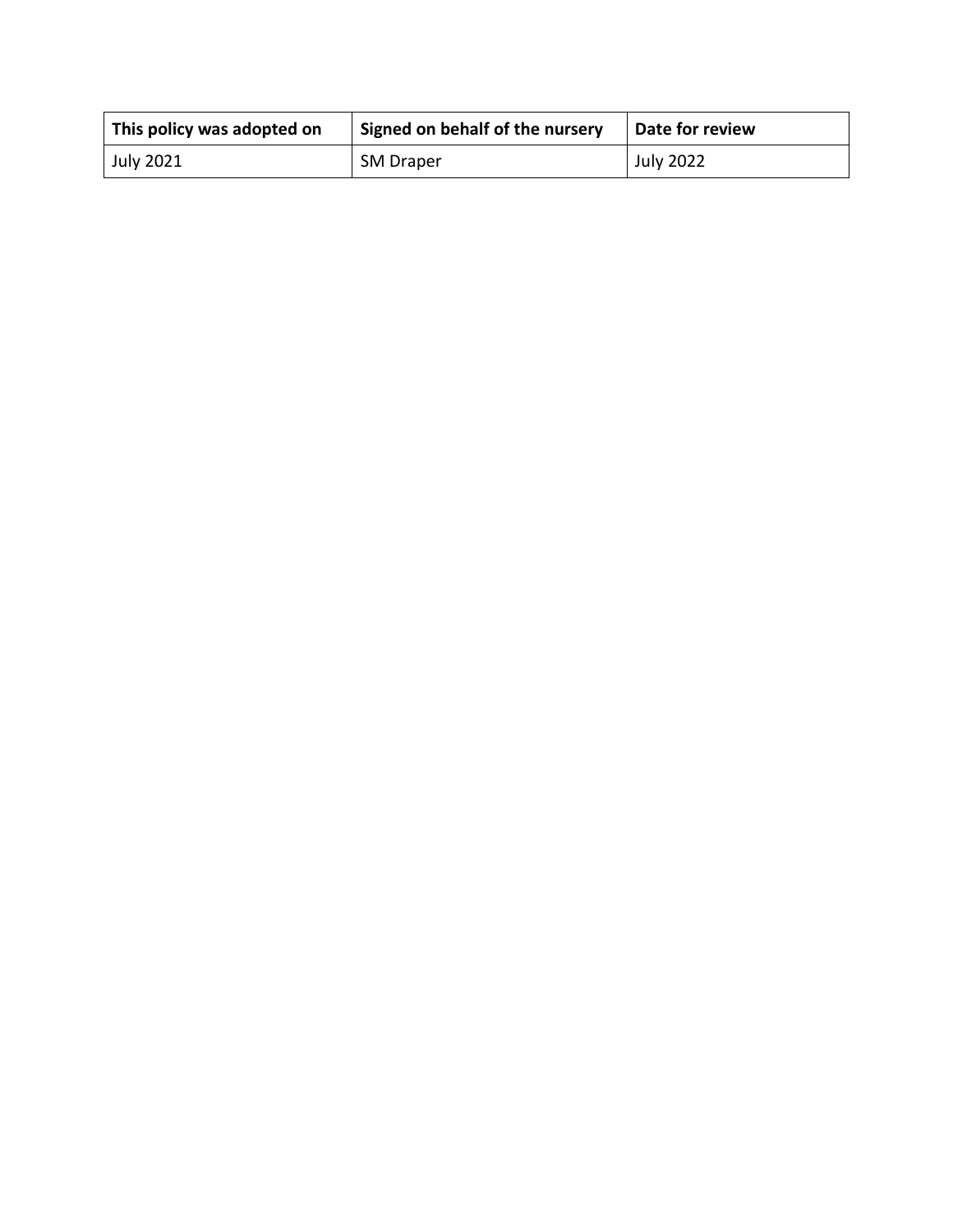| This policy was adopted on | Signed on behalf of the nursery | Date for review |
| --- | --- | --- |
| July 2021 | SM Draper | July 2022 |